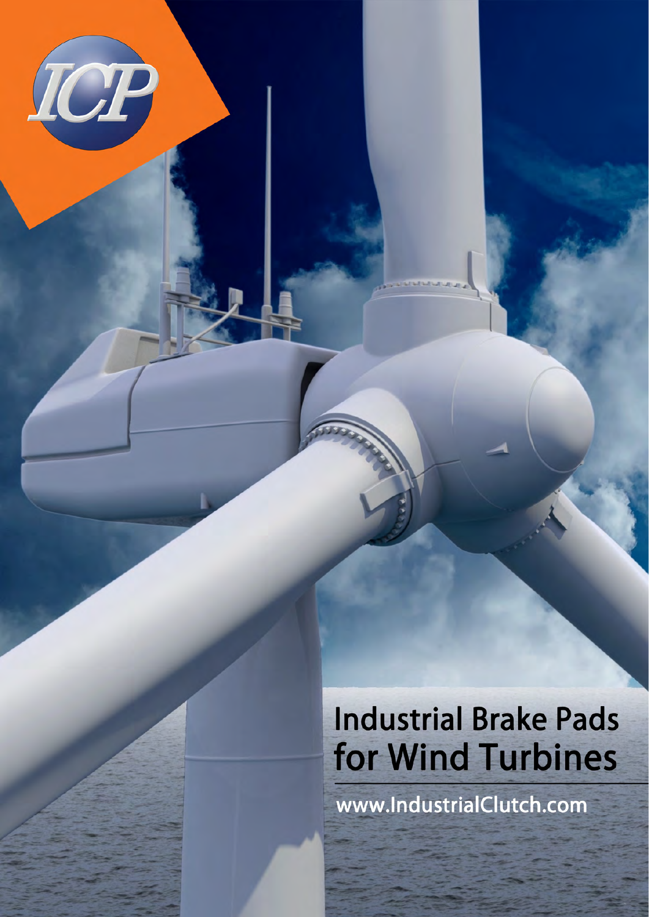ICP

# Industrial Brake Pads for Wind Turbines

www.IndustrialClutch.com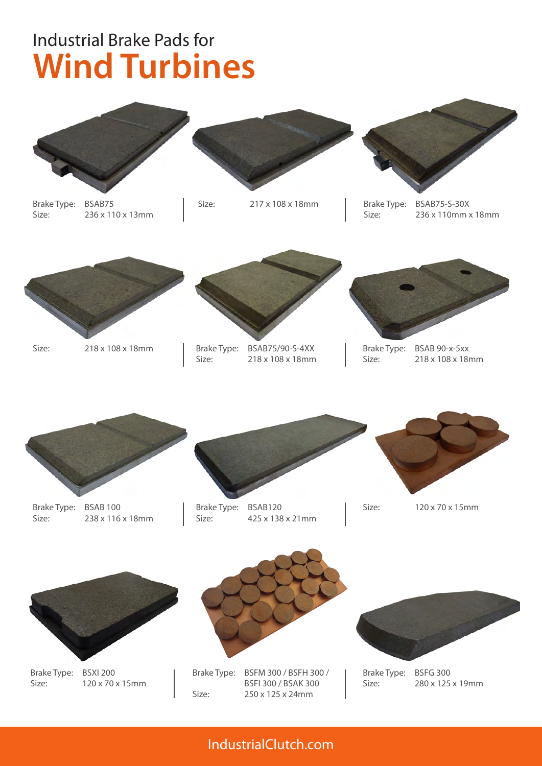Industrial Brake Pads for

# Wind Turbines

Brake Type: BSAB75
Size: 236 x 110 x 13mm

Size: 217 x 108 x 18mm

Brake Type: BSAB75-S-30X
Size: 236 x 110mm x 18mm

Size: 218 x 108 x 18mm

Brake Type: BSAB75/90-S-4XX
Size: 218 x 108 x 18mm

Brake Type: BSAB 90-x-5xx
Size: 218 x 108 x 18mm

Brake Type: BSAB 100
Size: 238 x 116 x 18mm

Brake Type: BSAB120
Size: 425 x 138 x 21mm

Size: 120 x 70 x 15mm

Brake Type: BSXI 200
Size: 120 x 70 x 15mm

Brake Type: BSFM 300 / BSFH 300 / BSFI 300 / BSAK 300
Size: 250 x 125 x 24mm

Brake Type: BSFG 300
Size: 280 x 125 x 19mm

IndustrialClutch.com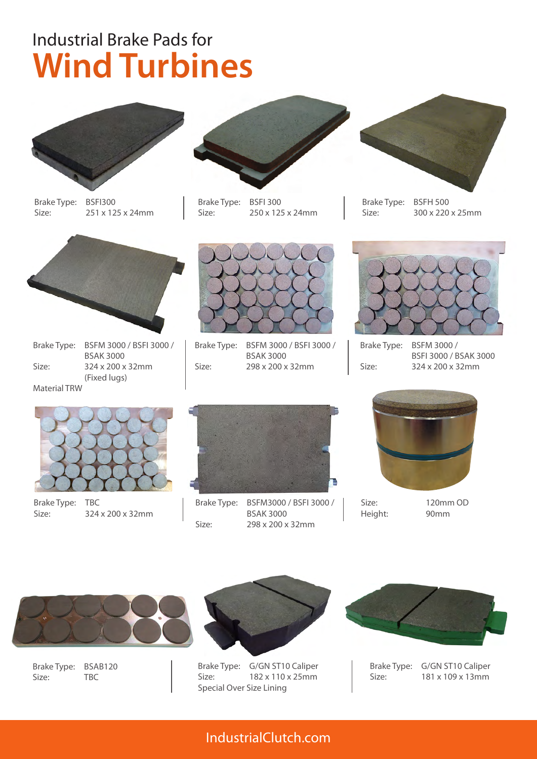# Industrial Brake Pads for **Wind Turbines**

Brake Type: BSFI300
Size: 251 x 125 x 24mm

Brake Type: BSFI 300
Size: 250 x 125 x 24mm

Brake Type: BSFH 500
Size: 300 x 220 x 25mm

Brake Type: BSFM 3000 / BSFI 3000 / BSAK 3000
Size: 324 x 200 x 32mm (Fixed lugs)
Material TRW

Brake Type: BSFM 3000 / BSFI 3000 / BSAK 3000
Size: 298 x 200 x 32mm

Brake Type: BSFM 3000 / BSFI 3000 / BSAK 3000
Size: 324 x 200 x 32mm

Brake Type: TBC
Size: 324 x 200 x 32mm

Brake Type: BSFM3000 / BSFI 3000 / BSAK 3000
Size: 298 x 200 x 32mm

Size: 120mm OD
Height: 90mm

Brake Type: BSAB120
Size: TBC

Brake Type: G/GN ST10 Caliper
Size: 182 x 110 x 25mm
Special Over Size Lining

Brake Type: G/GN ST10 Caliper
Size: 181 x 109 x 13mm

IndustrialClutch.com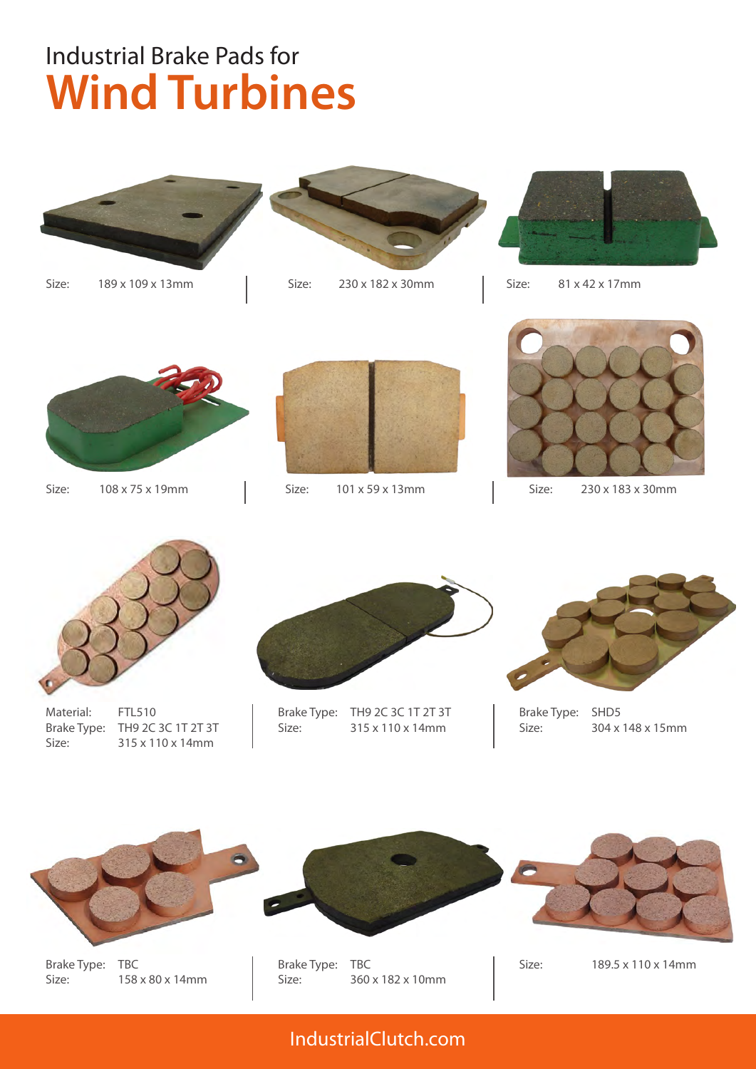# Industrial Brake Pads for Wind Turbines

Size: 189 x 109 x 13mm

Size: 230 x 182 x 30mm

Size: 81 x 42 x 17mm

Size: 108 x 75 x 19mm

Size: 101 x 59 x 13mm

Size: 230 x 183 x 30mm

Material: FTL510
Brake Type: TH9 2C 3C 1T 2T 3T
Size: 315 x 110 x 14mm

Brake Type: TH9 2C 3C 1T 2T 3T
Size: 315 x 110 x 14mm

Brake Type: SHD5
Size: 304 x 148 x 15mm

Brake Type: TBC
Size: 158 x 80 x 14mm

Brake Type: TBC
Size: 360 x 182 x 10mm

Size: 189.5 x 110 x 14mm

IndustrialClutch.com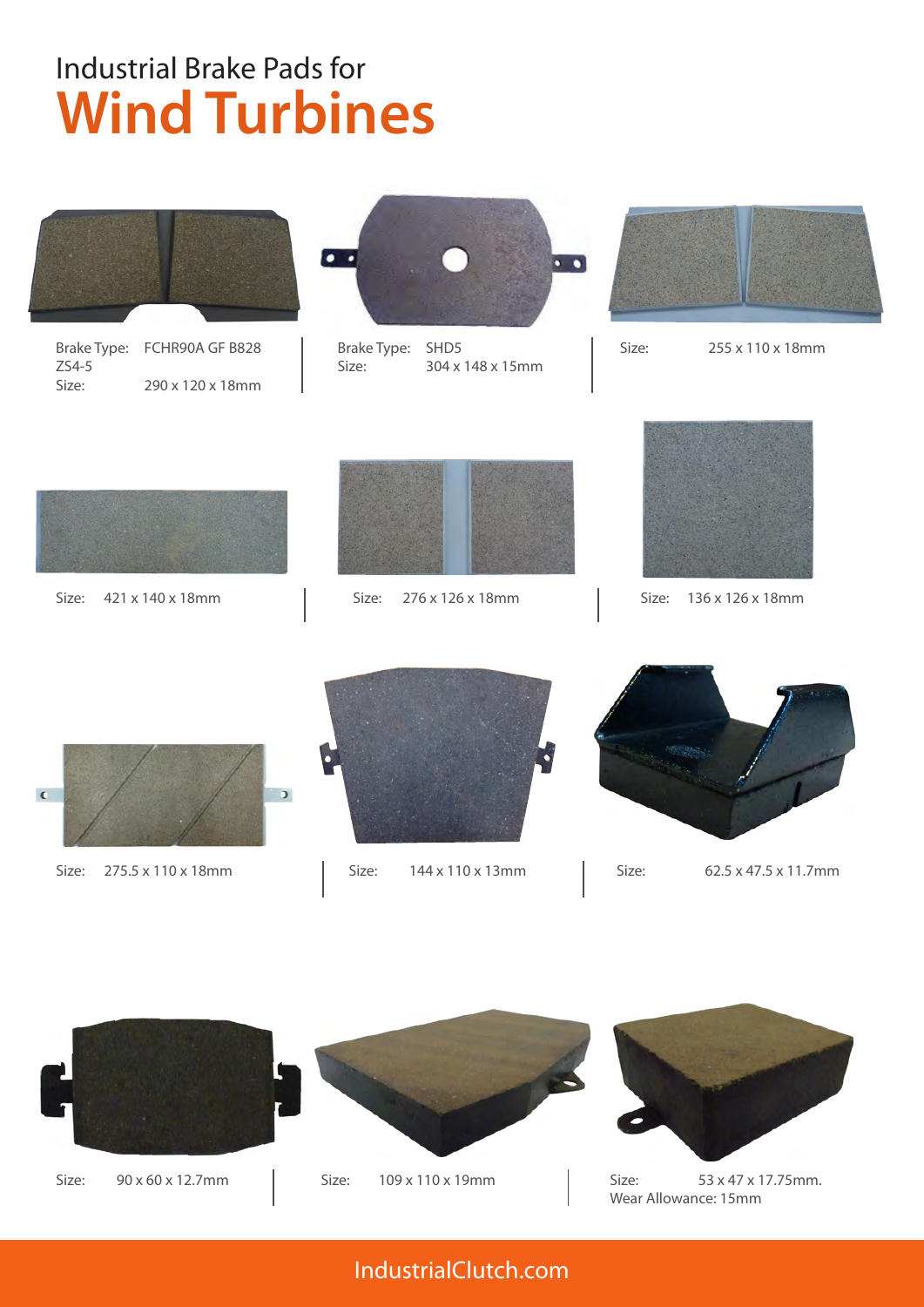# Industrial Brake Pads for **Wind Turbines**

Brake Type: FCHR90A GF B828 ZS4-5
Size: 290 x 120 x 18mm

Brake Type: SHD5
Size: 304 x 148 x 15mm

Size: 255 x 110 x 18mm

Size: 421 x 140 x 18mm

Size: 276 x 126 x 18mm

Size: 136 x 126 x 18mm

Size: 275.5 x 110 x 18mm

Size: 144 x 110 x 13mm

Size: 62.5 x 47.5 x 11.7mm

Size: 90 x 60 x 12.7mm

Size: 109 x 110 x 19mm

Size: 53 x 47 x 17.75mm.
Wear Allowance: 15mm

IndustrialClutch.com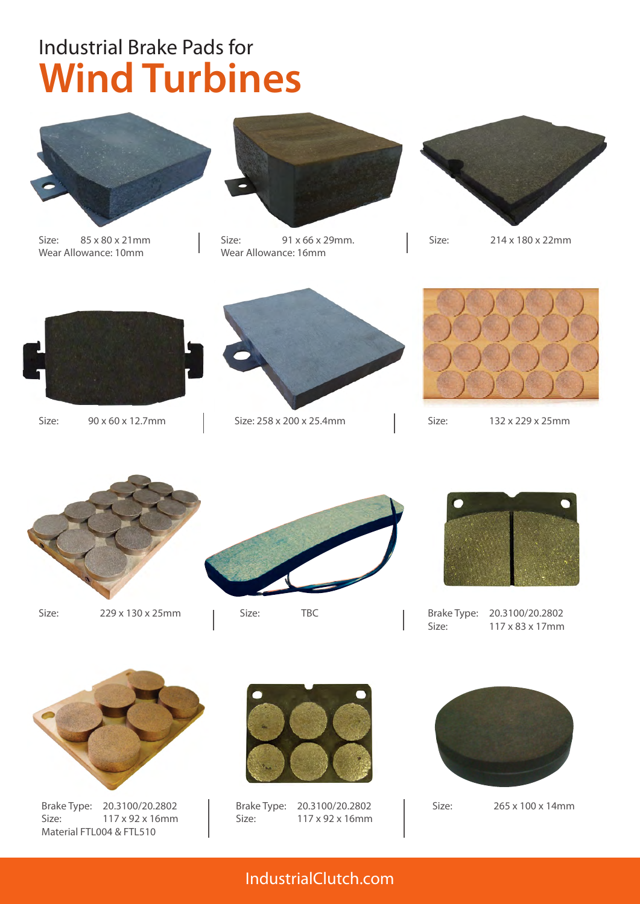Industrial Brake Pads for

# Wind Turbines

Size: 85 x 80 x 21mm
Wear Allowance: 10mm

Size: 91 x 66 x 29mm.
Wear Allowance: 16mm

Size: 214 x 180 x 22mm

Size: 90 x 60 x 12.7mm

Size: 258 x 200 x 25.4mm

Size: 132 x 229 x 25mm

Size: 229 x 130 x 25mm

Size: TBC

Brake Type: 20.3100/20.2802
Size: 117 x 83 x 17mm

Brake Type: 20.3100/20.2802
Size: 117 x 92 x 16mm
Material FTL004 & FTL510

Brake Type: 20.3100/20.2802
Size: 117 x 92 x 16mm

Size: 265 x 100 x 14mm

IndustrialClutch.com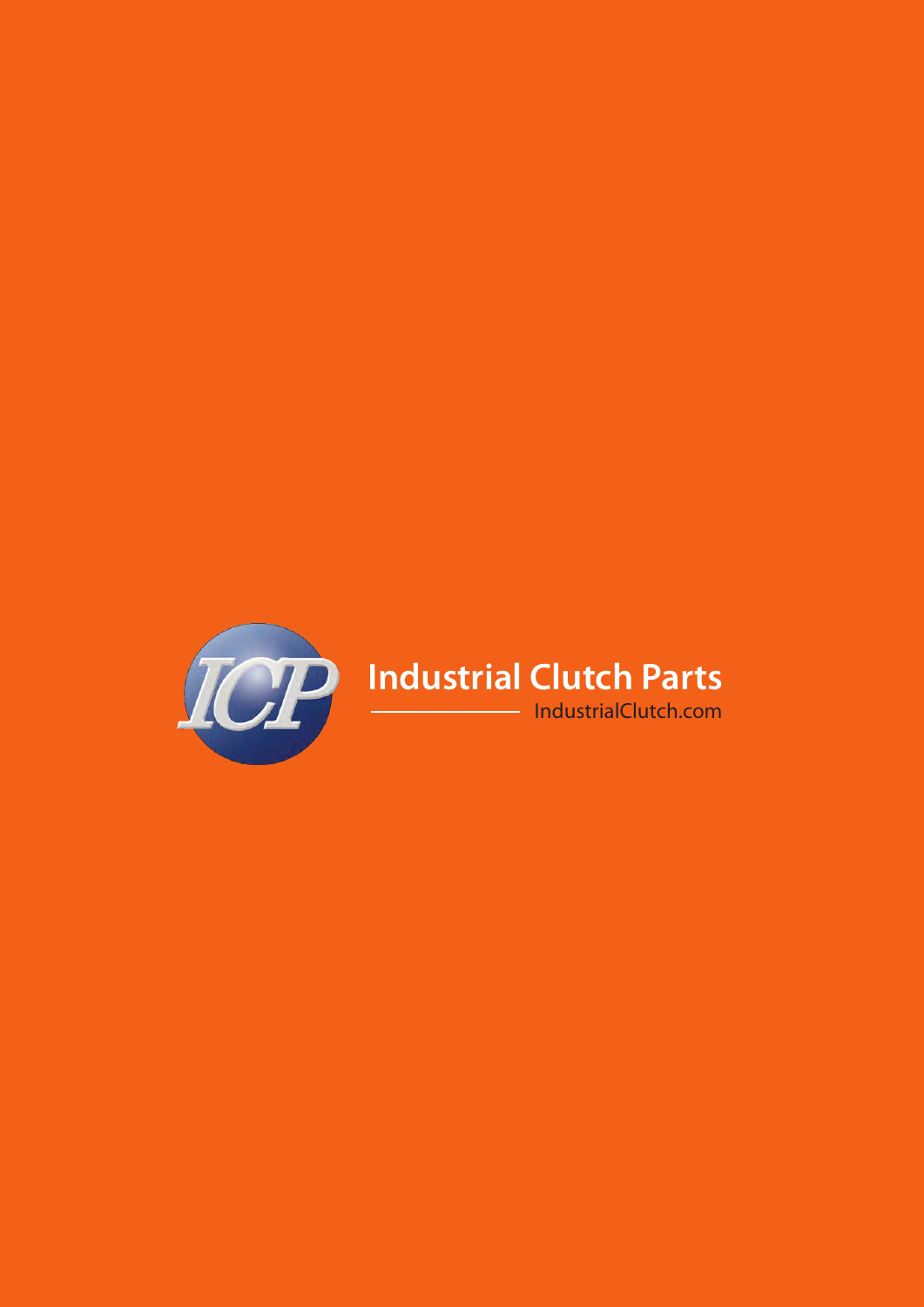ICP

Industrial Clutch Parts

IndustrialClutch.com